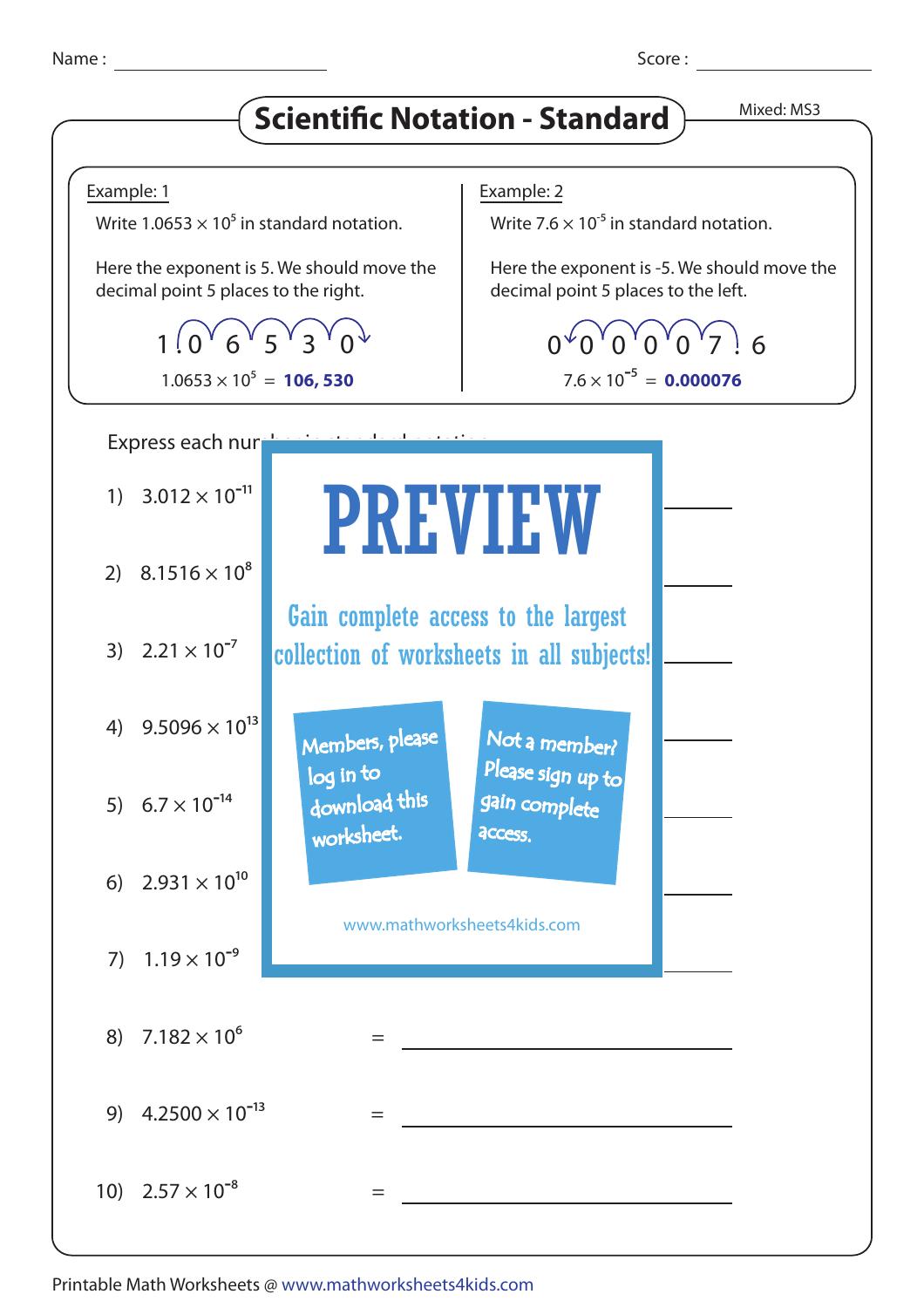Name : ____________ Score : ____________

# Scientific Notation - Standard

Mixed: MS3

**Example: 1**

Write $1.0653 \times 10^5$ in standard notation.

Here the exponent is 5. We should move the decimal point 5 places to the right.

1 . 0 6 5 3 0

$1.0653 \times 10^5$ = **106, 530**

**Example: 2**

Write $7.6 \times 10^{-5}$ in standard notation.

Here the exponent is -5. We should move the decimal point 5 places to the left.

0 0 0 0 0 7 . 6

$7.6 \times 10^{-5}$ = **0.000076**

Express each nur

PREVIEW

Gain complete access to the largest collection of worksheets in all subjects!

Members, please log in to download this worksheet.

Not a member? Please sign up to gain complete access.

www.mathworksheets4kids.com

1) $3.012 \times 10^{-11}$ ____________

2) $8.1516 \times 10^{8}$ ____________

3) $2.21 \times 10^{-7}$ ____________

4) $9.5096 \times 10^{13}$ ____________

5) $6.7 \times 10^{-14}$ ____________

6) $2.931 \times 10^{10}$ ____________

7) $1.19 \times 10^{-9}$ ____________

8) $7.182 \times 10^{6}$ = ____________

9) $4.2500 \times 10^{-13}$ = ____________

10) $2.57 \times 10^{-8}$ = ____________

Printable Math Worksheets @ www.mathworksheets4kids.com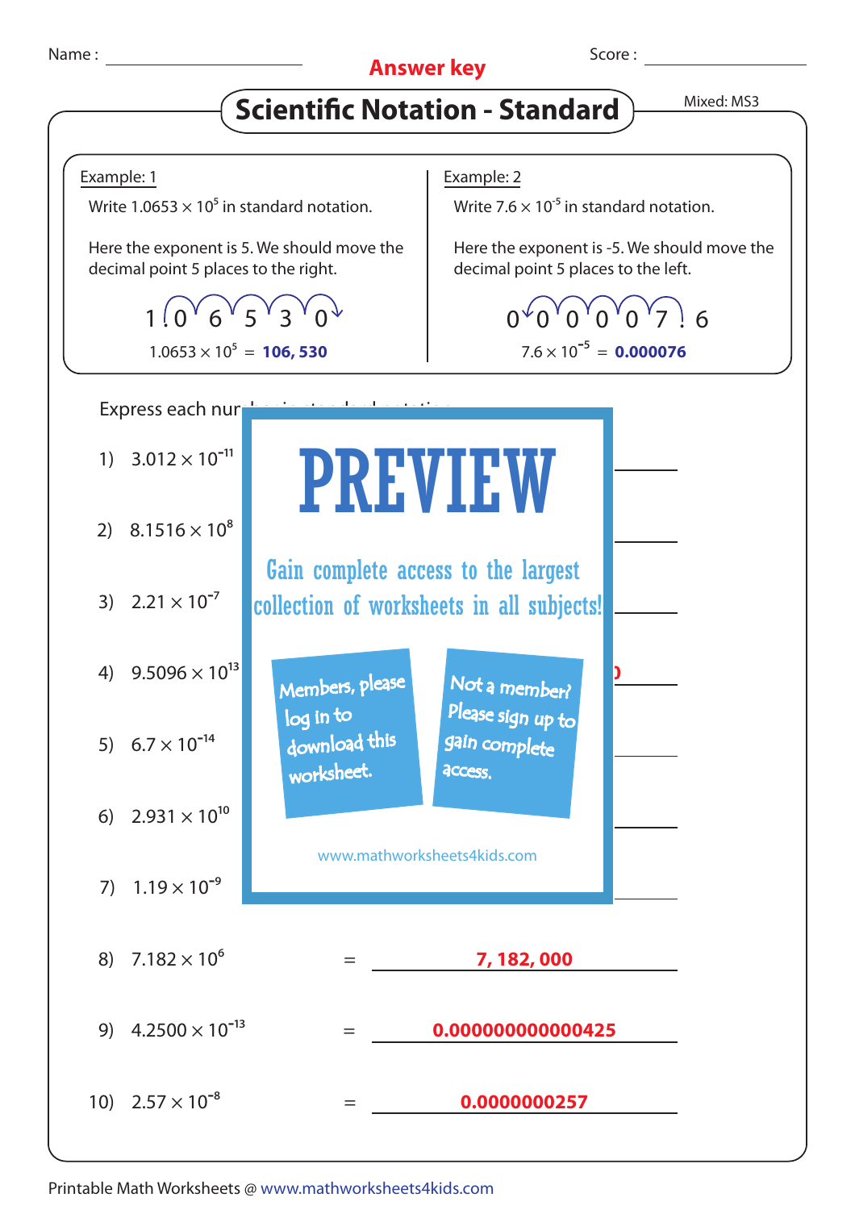Name : ______________ **Answer key** Score : ______________

# Scientific Notation - Standard

Mixed: MS3

**Example: 1**

Write $1.0653 \times 10^5$ in standard notation.

Here the exponent is 5. We should move the decimal point 5 places to the right.

1 . 0 6 5 3 0

$1.0653 \times 10^5$ = **106, 530**

**Example: 2**

Write $7.6 \times 10^{-5}$ in standard notation.

Here the exponent is -5. We should move the decimal point 5 places to the left.

0 0 0 0 0 7 . 6

$7.6 \times 10^{-5}$ = **0.000076**

Express each nur[...]

1) $3.012 \times 10^{-11}$

2) $8.1516 \times 10^{8}$

3) $2.21 \times 10^{-7}$

4) $9.5096 \times 10^{13}$

5) $6.7 \times 10^{-14}$

6) $2.931 \times 10^{10}$

7) $1.19 \times 10^{-9}$

8) $7.182 \times 10^{6}$ = **7, 182, 000**

9) $4.2500 \times 10^{-13}$ = **0.000000000000425**

10) $2.57 \times 10^{-8}$ = **0.0000000257**

PREVIEW

Gain complete access to the largest collection of worksheets in all subjects!

Members, please log in to download this worksheet.

Not a member? Please sign up to gain complete access.

www.mathworksheets4kids.com

Printable Math Worksheets @ www.mathworksheets4kids.com